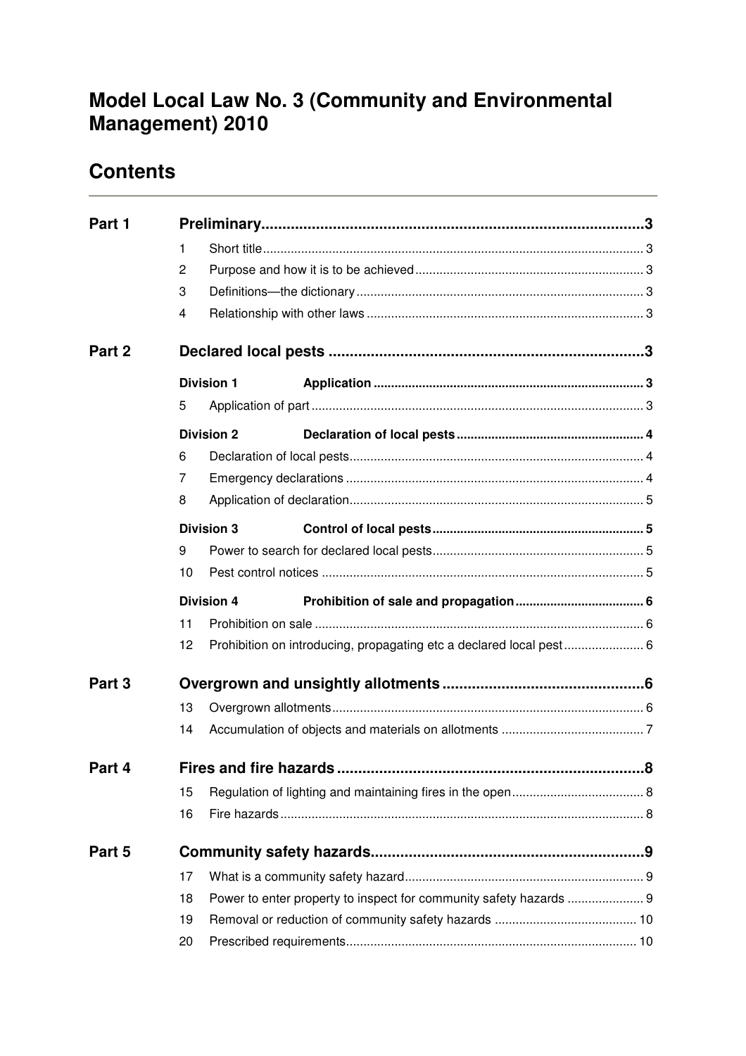# Model Local Law No. 3 (Community and Environmental Management) 2010

## Contents

**Part 1 Preliminary** ... 3

- 1 Short title ... 3
- 2 Purpose and how it is to be achieved ... 3
- 3 Definitions—the dictionary ... 3
- 4 Relationship with other laws ... 3

**Part 2 Declared local pests** ... 3

**Division 1 Application** ... 3

- 5 Application of part ... 3

**Division 2 Declaration of local pests** ... 4

- 6 Declaration of local pests ... 4
- 7 Emergency declarations ... 4
- 8 Application of declaration ... 5

**Division 3 Control of local pests** ... 5

- 9 Power to search for declared local pests ... 5
- 10 Pest control notices ... 5

**Division 4 Prohibition of sale and propagation** ... 6

- 11 Prohibition on sale ... 6
- 12 Prohibition on introducing, propagating etc a declared local pest ... 6

**Part 3 Overgrown and unsightly allotments** ... 6

- 13 Overgrown allotments ... 6
- 14 Accumulation of objects and materials on allotments ... 7

**Part 4 Fires and fire hazards** ... 8

- 15 Regulation of lighting and maintaining fires in the open ... 8
- 16 Fire hazards ... 8

**Part 5 Community safety hazards** ... 9

- 17 What is a community safety hazard ... 9
- 18 Power to enter property to inspect for community safety hazards ... 9
- 19 Removal or reduction of community safety hazards ... 10
- 20 Prescribed requirements ... 10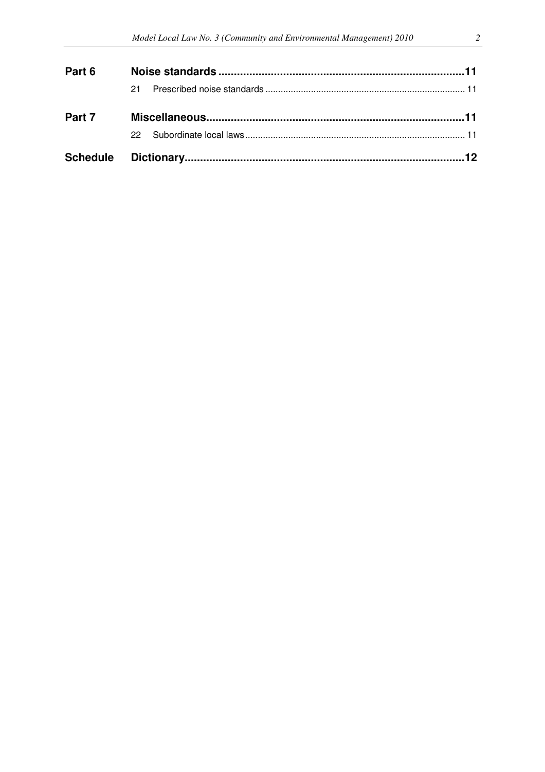| | | |
|---|---|---|
| **Part 6** | **Noise standards** | **11** |
| | 21 Prescribed noise standards | 11 |
| **Part 7** | **Miscellaneous** | **11** |
| | 22 Subordinate local laws | 11 |
| **Schedule** | **Dictionary** | **12** |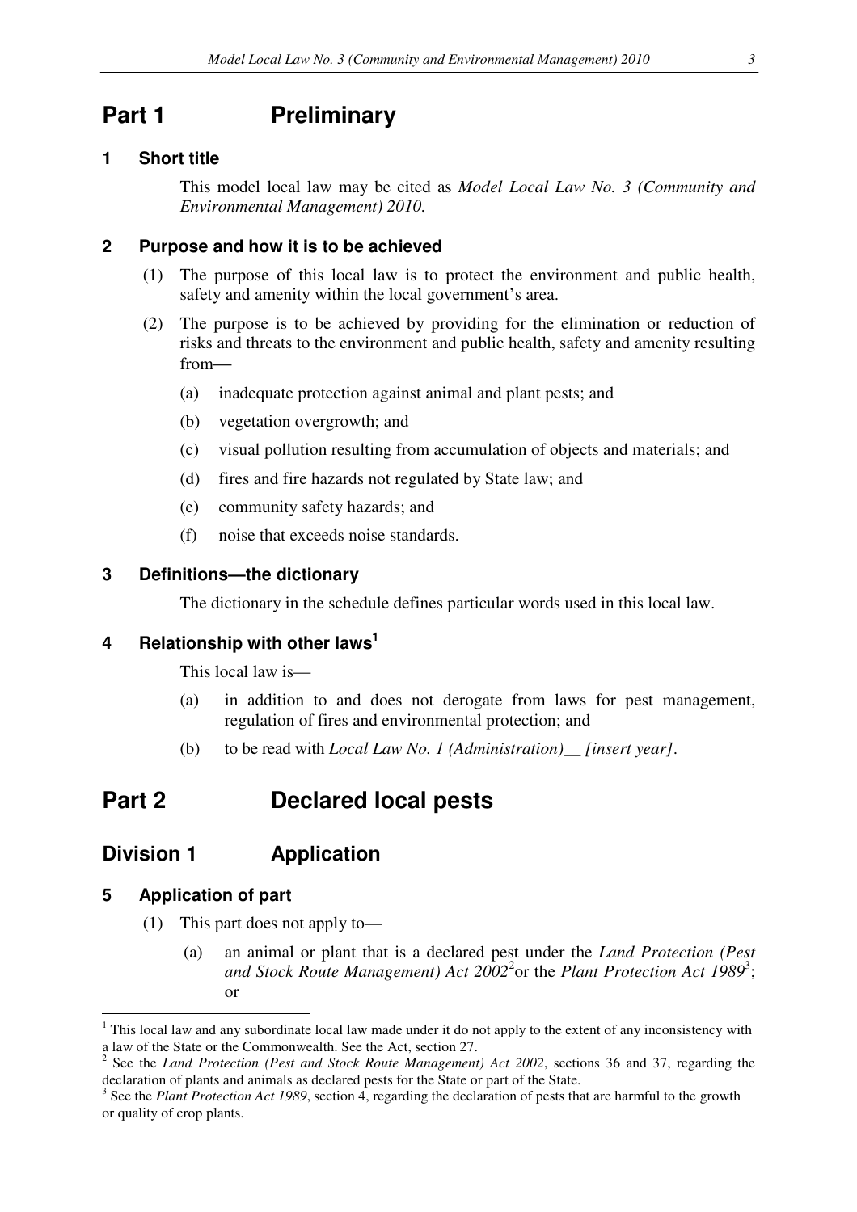# Part 1 Preliminary

### 1 Short title

This model local law may be cited as *Model Local Law No. 3 (Community and Environmental Management) 2010.*

### 2 Purpose and how it is to be achieved

(1) The purpose of this local law is to protect the environment and public health, safety and amenity within the local government's area.

(2) The purpose is to be achieved by providing for the elimination or reduction of risks and threats to the environment and public health, safety and amenity resulting from—

(a) inadequate protection against animal and plant pests; and

(b) vegetation overgrowth; and

(c) visual pollution resulting from accumulation of objects and materials; and

(d) fires and fire hazards not regulated by State law; and

(e) community safety hazards; and

(f) noise that exceeds noise standards.

### 3 Definitions—the dictionary

The dictionary in the schedule defines particular words used in this local law.

### 4 Relationship with other laws[1]

This local law is—

(a) in addition to and does not derogate from laws for pest management, regulation of fires and environmental protection; and

(b) to be read with *Local Law No. 1 (Administration)__ [insert year]*.

# Part 2 Declared local pests

## Division 1 Application

### 5 Application of part

(1) This part does not apply to—

(a) an animal or plant that is a declared pest under the *Land Protection (Pest and Stock Route Management) Act 2002*[2] or the *Plant Protection Act 1989*[3]; or

---

[1] This local law and any subordinate local law made under it do not apply to the extent of any inconsistency with a law of the State or the Commonwealth. See the Act, section 27.

[2] See the *Land Protection (Pest and Stock Route Management) Act 2002*, sections 36 and 37, regarding the declaration of plants and animals as declared pests for the State or part of the State.

[3] See the *Plant Protection Act 1989*, section 4, regarding the declaration of pests that are harmful to the growth or quality of crop plants.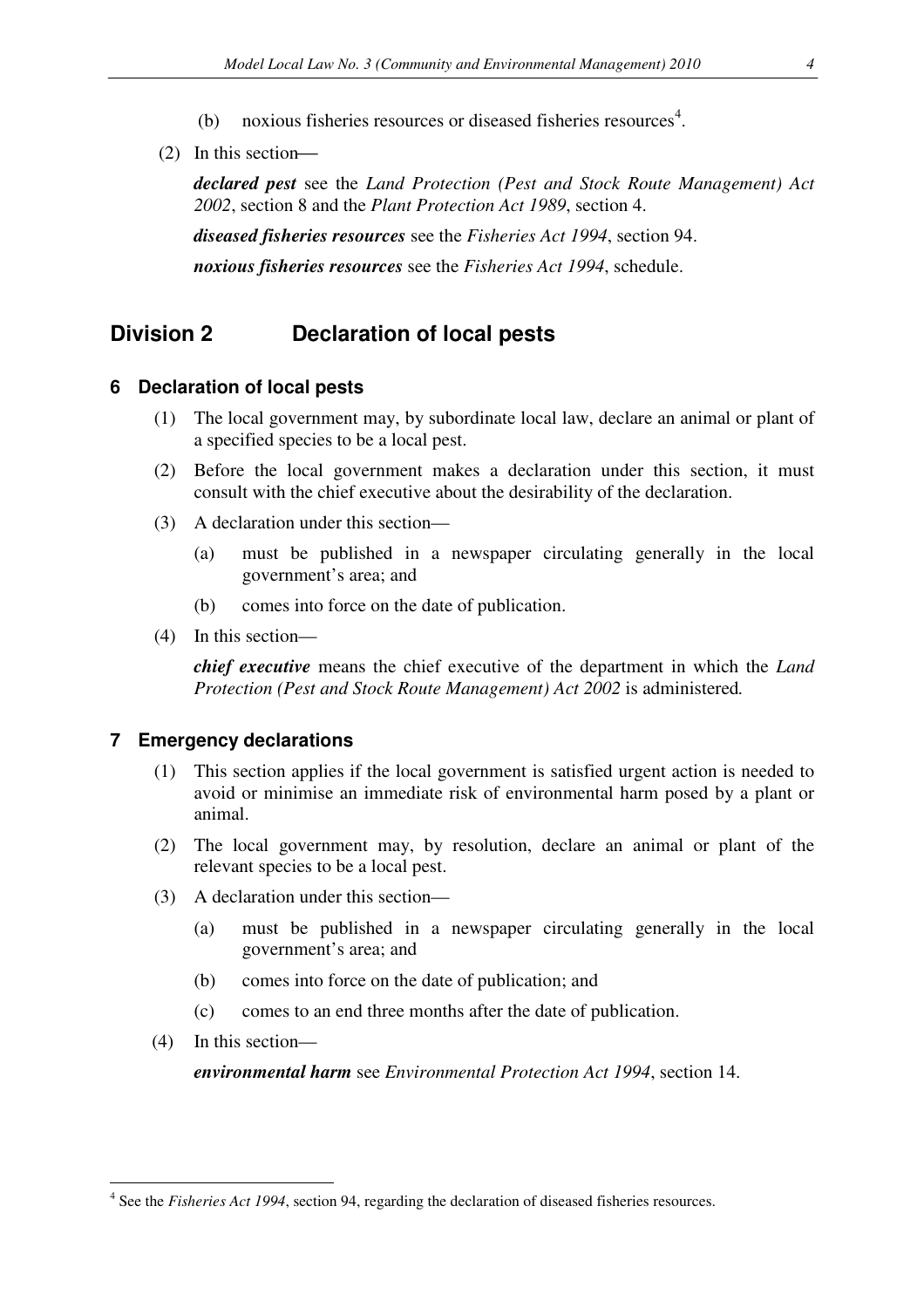(b) noxious fisheries resources or diseased fisheries resources[4].

(2) In this section—

***declared pest*** see the *Land Protection (Pest and Stock Route Management) Act 2002*, section 8 and the *Plant Protection Act 1989*, section 4.

***diseased fisheries resources*** see the *Fisheries Act 1994*, section 94.

***noxious fisheries resources*** see the *Fisheries Act 1994*, schedule.

## Division 2 Declaration of local pests

### 6 Declaration of local pests

(1) The local government may, by subordinate local law, declare an animal or plant of a specified species to be a local pest.

(2) Before the local government makes a declaration under this section, it must consult with the chief executive about the desirability of the declaration.

(3) A declaration under this section—

(a) must be published in a newspaper circulating generally in the local government's area; and

(b) comes into force on the date of publication.

(4) In this section—

***chief executive*** means the chief executive of the department in which the *Land Protection (Pest and Stock Route Management) Act 2002* is administered.

### 7 Emergency declarations

(1) This section applies if the local government is satisfied urgent action is needed to avoid or minimise an immediate risk of environmental harm posed by a plant or animal.

(2) The local government may, by resolution, declare an animal or plant of the relevant species to be a local pest.

(3) A declaration under this section—

(a) must be published in a newspaper circulating generally in the local government's area; and

(b) comes into force on the date of publication; and

(c) comes to an end three months after the date of publication.

(4) In this section—

***environmental harm*** see *Environmental Protection Act 1994*, section 14.

[4] See the *Fisheries Act 1994*, section 94, regarding the declaration of diseased fisheries resources.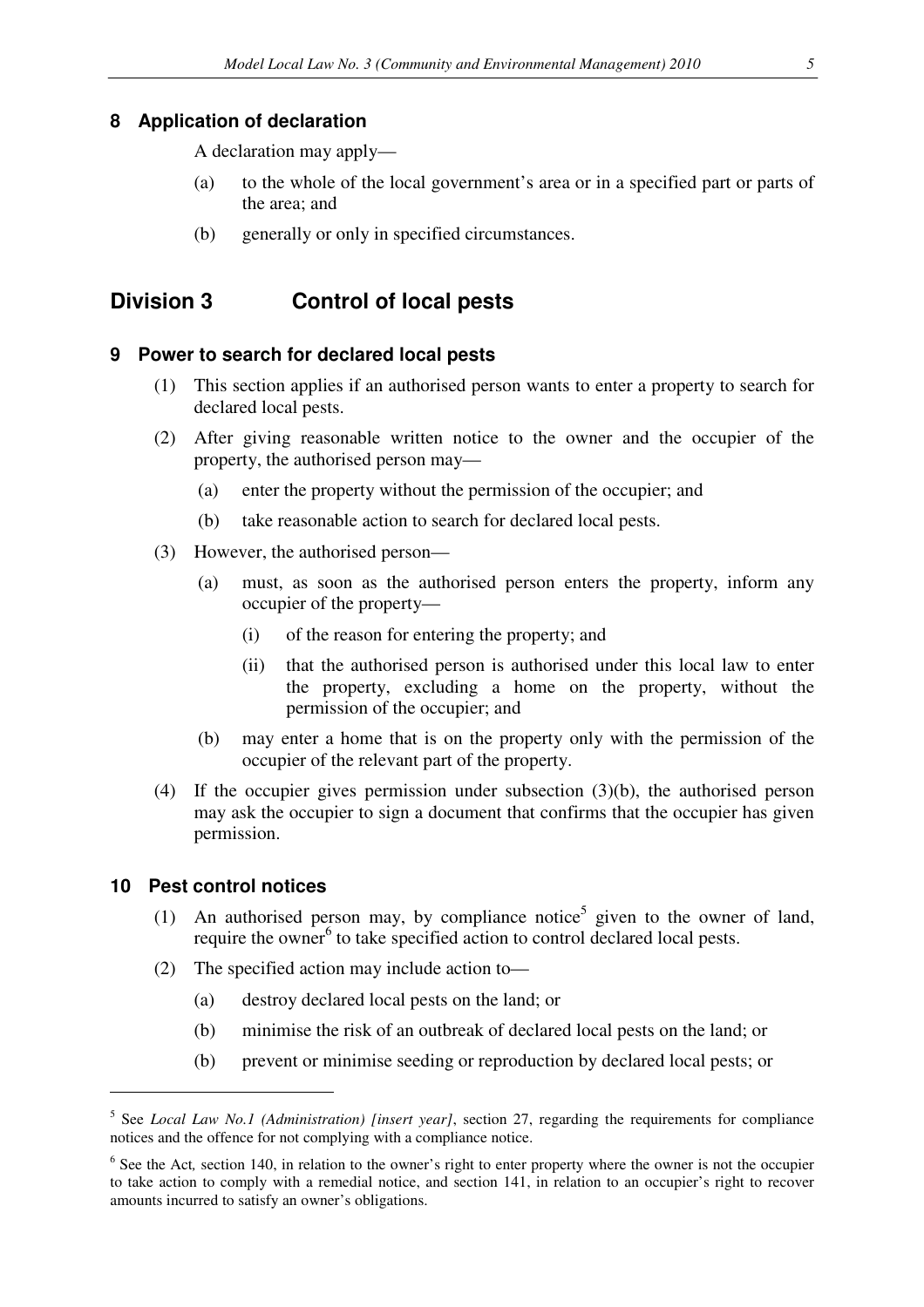### 8 Application of declaration

A declaration may apply—

(a) to the whole of the local government's area or in a specified part or parts of the area; and

(b) generally or only in specified circumstances.

## Division 3 Control of local pests

### 9 Power to search for declared local pests

(1) This section applies if an authorised person wants to enter a property to search for declared local pests.

(2) After giving reasonable written notice to the owner and the occupier of the property, the authorised person may—

(a) enter the property without the permission of the occupier; and

(b) take reasonable action to search for declared local pests.

(3) However, the authorised person—

(a) must, as soon as the authorised person enters the property, inform any occupier of the property—

(i) of the reason for entering the property; and

(ii) that the authorised person is authorised under this local law to enter the property, excluding a home on the property, without the permission of the occupier; and

(b) may enter a home that is on the property only with the permission of the occupier of the relevant part of the property.

(4) If the occupier gives permission under subsection (3)(b), the authorised person may ask the occupier to sign a document that confirms that the occupier has given permission.

### 10 Pest control notices

(1) An authorised person may, by compliance notice[5] given to the owner of land, require the owner[6] to take specified action to control declared local pests.

(2) The specified action may include action to—

(a) destroy declared local pests on the land; or

(b) minimise the risk of an outbreak of declared local pests on the land; or

(b) prevent or minimise seeding or reproduction by declared local pests; or

---

[5] See *Local Law No.1 (Administration) [insert year]*, section 27, regarding the requirements for compliance notices and the offence for not complying with a compliance notice.

[6] See the Act, section 140, in relation to the owner's right to enter property where the owner is not the occupier to take action to comply with a remedial notice, and section 141, in relation to an occupier's right to recover amounts incurred to satisfy an owner's obligations.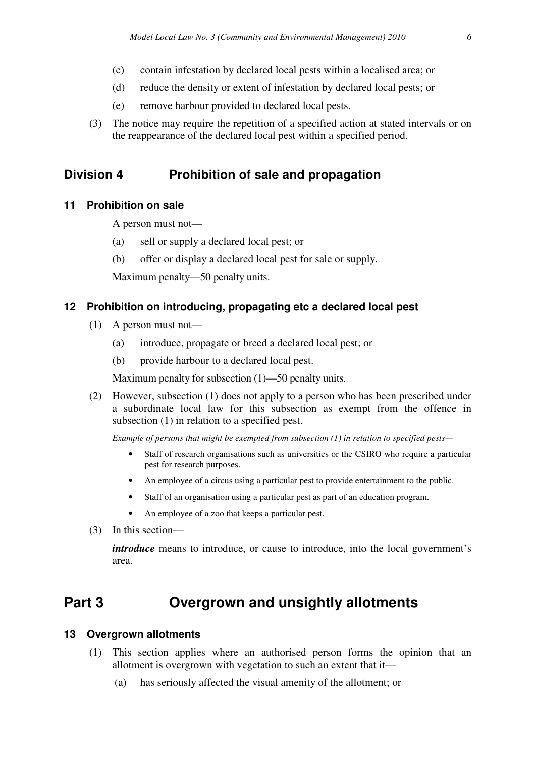(c) contain infestation by declared local pests within a localised area; or

(d) reduce the density or extent of infestation by declared local pests; or

(e) remove harbour provided to declared local pests.

(3) The notice may require the repetition of a specified action at stated intervals or on the reappearance of the declared local pest within a specified period.

## Division 4 Prohibition of sale and propagation

### 11 Prohibition on sale

A person must not—

(a) sell or supply a declared local pest; or

(b) offer or display a declared local pest for sale or supply.

Maximum penalty—50 penalty units.

### 12 Prohibition on introducing, propagating etc a declared local pest

(1) A person must not—

(a) introduce, propagate or breed a declared local pest; or

(b) provide harbour to a declared local pest.

Maximum penalty for subsection (1)—50 penalty units.

(2) However, subsection (1) does not apply to a person who has been prescribed under a subordinate local law for this subsection as exempt from the offence in subsection (1) in relation to a specified pest.

*Example of persons that might be exempted from subsection (1) in relation to specified pests—*

- Staff of research organisations such as universities or the CSIRO who require a particular pest for research purposes.
- An employee of a circus using a particular pest to provide entertainment to the public.
- Staff of an organisation using a particular pest as part of an education program.
- An employee of a zoo that keeps a particular pest.

(3) In this section—

***introduce*** means to introduce, or cause to introduce, into the local government's area.

# Part 3 Overgrown and unsightly allotments

### 13 Overgrown allotments

(1) This section applies where an authorised person forms the opinion that an allotment is overgrown with vegetation to such an extent that it—

(a) has seriously affected the visual amenity of the allotment; or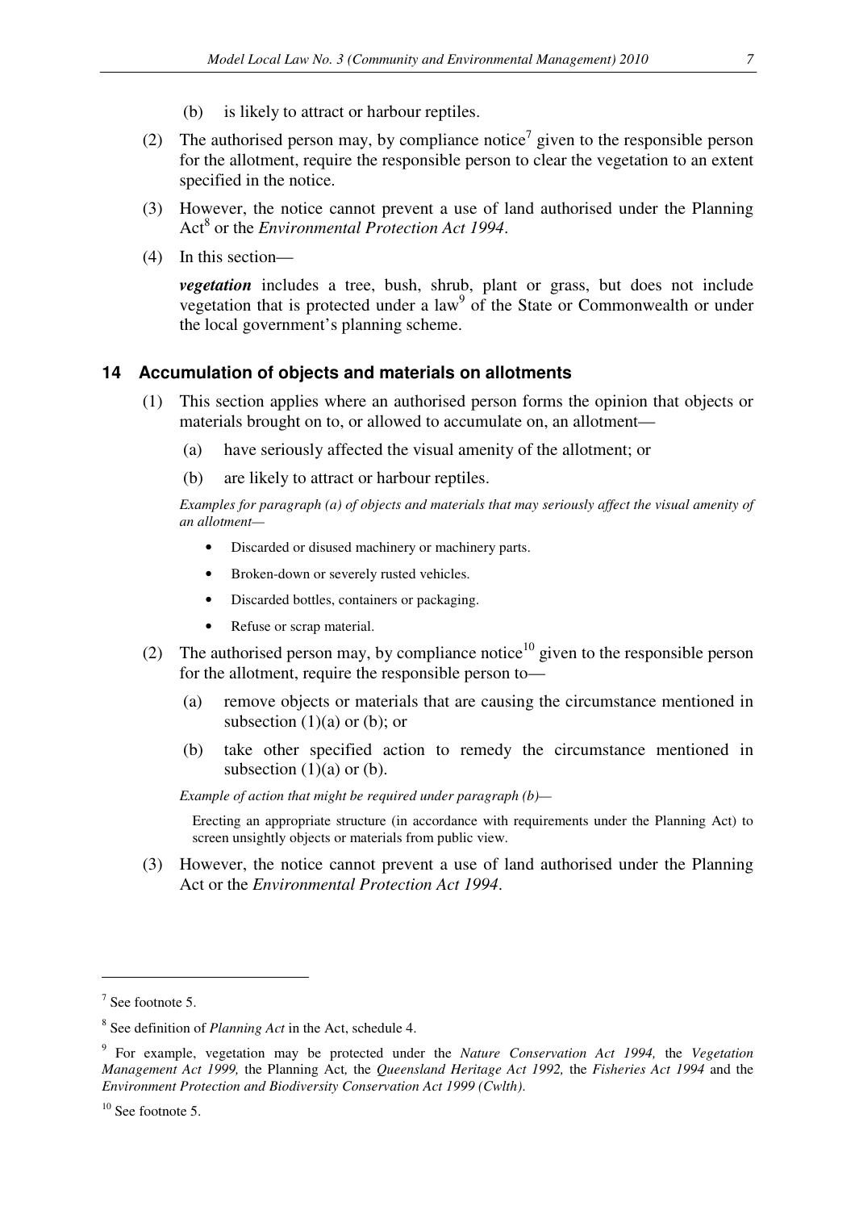(b) is likely to attract or harbour reptiles.

(2) The authorised person may, by compliance notice[7] given to the responsible person for the allotment, require the responsible person to clear the vegetation to an extent specified in the notice.

(3) However, the notice cannot prevent a use of land authorised under the Planning Act[8] or the *Environmental Protection Act 1994*.

(4) In this section—

***vegetation*** includes a tree, bush, shrub, plant or grass, but does not include vegetation that is protected under a law[9] of the State or Commonwealth or under the local government's planning scheme.

### 14 Accumulation of objects and materials on allotments

(1) This section applies where an authorised person forms the opinion that objects or materials brought on to, or allowed to accumulate on, an allotment—

(a) have seriously affected the visual amenity of the allotment; or

(b) are likely to attract or harbour reptiles.

*Examples for paragraph (a) of objects and materials that may seriously affect the visual amenity of an allotment—*

- Discarded or disused machinery or machinery parts.
- Broken-down or severely rusted vehicles.
- Discarded bottles, containers or packaging.
- Refuse or scrap material.

(2) The authorised person may, by compliance notice[10] given to the responsible person for the allotment, require the responsible person to—

(a) remove objects or materials that are causing the circumstance mentioned in subsection (1)(a) or (b); or

(b) take other specified action to remedy the circumstance mentioned in subsection (1)(a) or (b).

*Example of action that might be required under paragraph (b)—*

Erecting an appropriate structure (in accordance with requirements under the Planning Act) to screen unsightly objects or materials from public view.

(3) However, the notice cannot prevent a use of land authorised under the Planning Act or the *Environmental Protection Act 1994*.

---

[7] See footnote 5.

[8] See definition of *Planning Act* in the Act, schedule 4.

[9] For example, vegetation may be protected under the *Nature Conservation Act 1994,* the *Vegetation Management Act 1999,* the Planning Act*,* the *Queensland Heritage Act 1992,* the *Fisheries Act 1994* and the *Environment Protection and Biodiversity Conservation Act 1999 (Cwlth).*

[10] See footnote 5.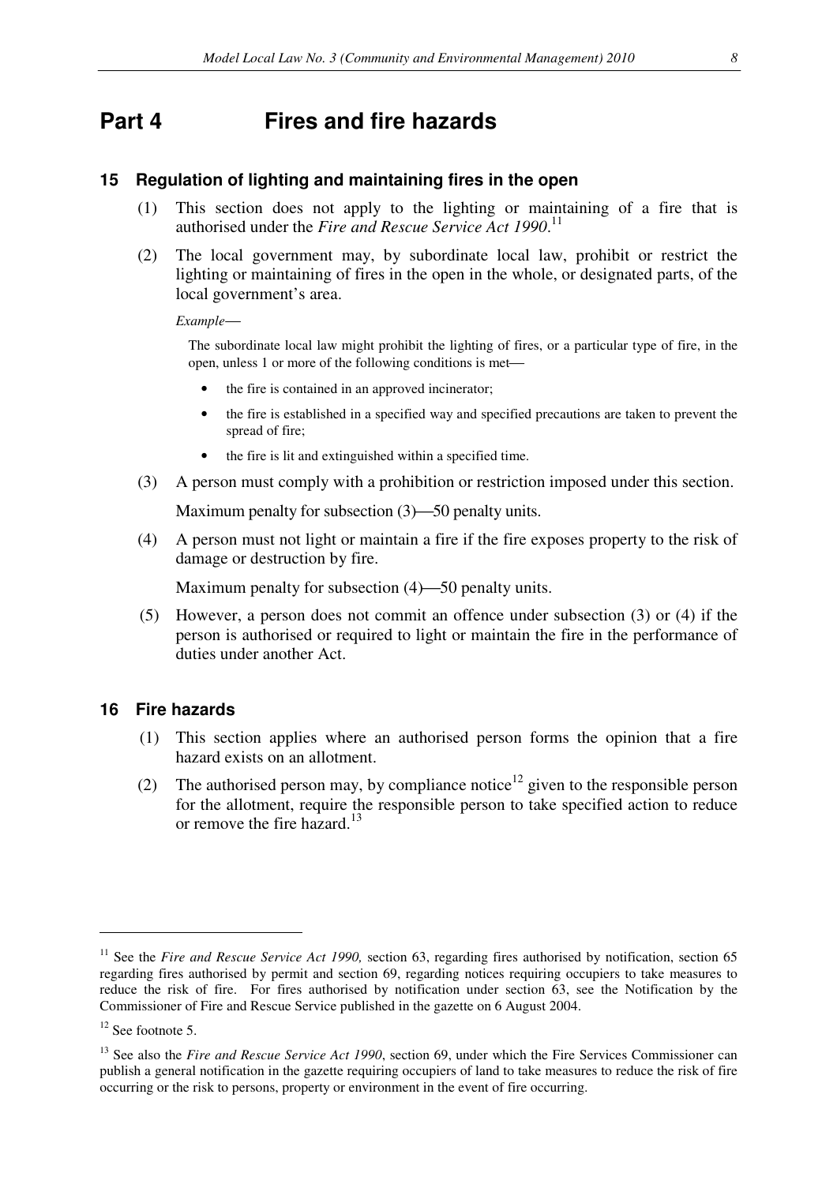# Part 4 Fires and fire hazards

### 15 Regulation of lighting and maintaining fires in the open

(1) This section does not apply to the lighting or maintaining of a fire that is authorised under the *Fire and Rescue Service Act 1990*.[11]

(2) The local government may, by subordinate local law, prohibit or restrict the lighting or maintaining of fires in the open in the whole, or designated parts, of the local government's area.

*Example*—

The subordinate local law might prohibit the lighting of fires, or a particular type of fire, in the open, unless 1 or more of the following conditions is met—

- the fire is contained in an approved incinerator;
- the fire is established in a specified way and specified precautions are taken to prevent the spread of fire;
- the fire is lit and extinguished within a specified time.

(3) A person must comply with a prohibition or restriction imposed under this section.

Maximum penalty for subsection (3)—50 penalty units.

(4) A person must not light or maintain a fire if the fire exposes property to the risk of damage or destruction by fire.

Maximum penalty for subsection (4)—50 penalty units.

(5) However, a person does not commit an offence under subsection (3) or (4) if the person is authorised or required to light or maintain the fire in the performance of duties under another Act.

### 16 Fire hazards

(1) This section applies where an authorised person forms the opinion that a fire hazard exists on an allotment.

(2) The authorised person may, by compliance notice[12] given to the responsible person for the allotment, require the responsible person to take specified action to reduce or remove the fire hazard.[13]

---

[11] See the *Fire and Rescue Service Act 1990,* section 63, regarding fires authorised by notification, section 65 regarding fires authorised by permit and section 69, regarding notices requiring occupiers to take measures to reduce the risk of fire. For fires authorised by notification under section 63, see the Notification by the Commissioner of Fire and Rescue Service published in the gazette on 6 August 2004.

[12] See footnote 5.

[13] See also the *Fire and Rescue Service Act 1990*, section 69, under which the Fire Services Commissioner can publish a general notification in the gazette requiring occupiers of land to take measures to reduce the risk of fire occurring or the risk to persons, property or environment in the event of fire occurring.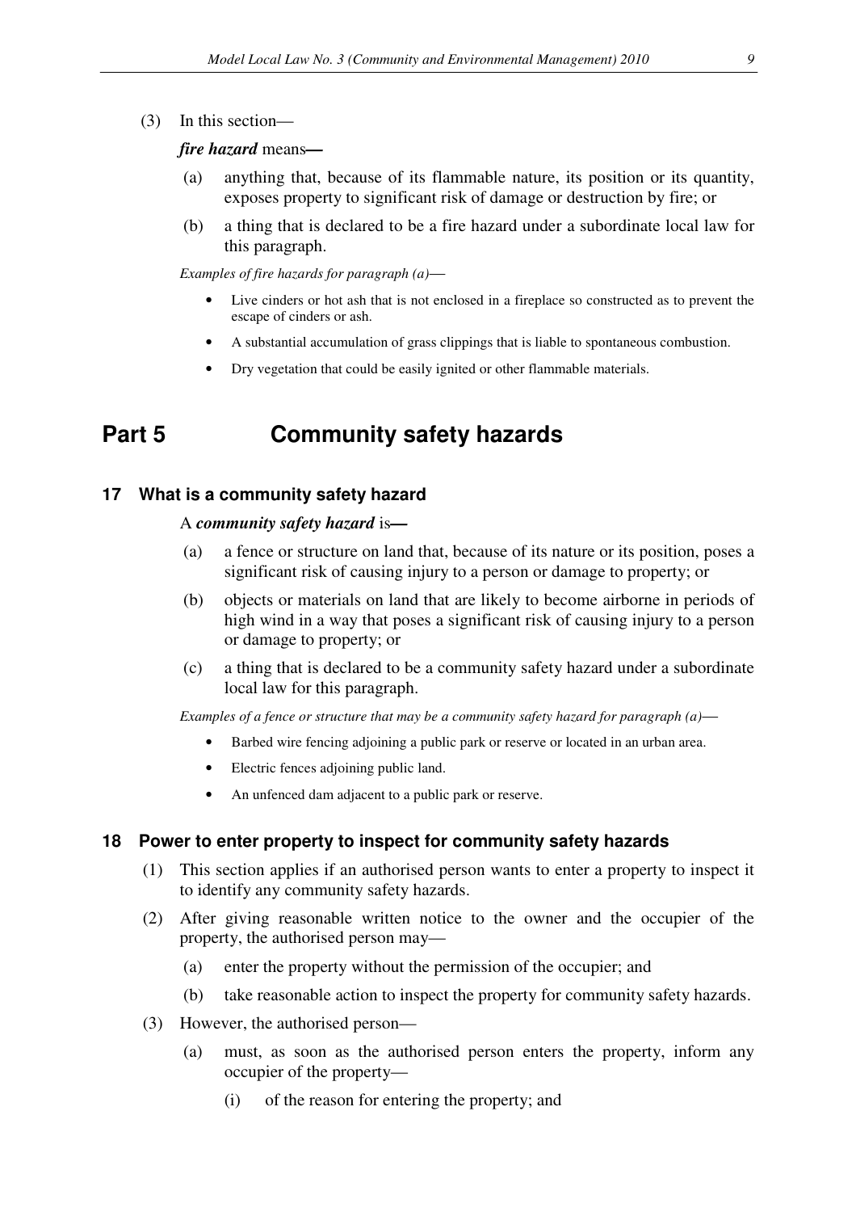(3) In this section—

***fire hazard*** means**—**

(a) anything that, because of its flammable nature, its position or its quantity, exposes property to significant risk of damage or destruction by fire; or

(b) a thing that is declared to be a fire hazard under a subordinate local law for this paragraph.

*Examples of fire hazards for paragraph (a)*—

- Live cinders or hot ash that is not enclosed in a fireplace so constructed as to prevent the escape of cinders or ash.
- A substantial accumulation of grass clippings that is liable to spontaneous combustion.
- Dry vegetation that could be easily ignited or other flammable materials.

# Part 5 Community safety hazards

## 17 What is a community safety hazard

A ***community safety hazard*** is**—**

(a) a fence or structure on land that, because of its nature or its position, poses a significant risk of causing injury to a person or damage to property; or

(b) objects or materials on land that are likely to become airborne in periods of high wind in a way that poses a significant risk of causing injury to a person or damage to property; or

(c) a thing that is declared to be a community safety hazard under a subordinate local law for this paragraph.

*Examples of a fence or structure that may be a community safety hazard for paragraph (a)*—

- Barbed wire fencing adjoining a public park or reserve or located in an urban area.
- Electric fences adjoining public land.
- An unfenced dam adjacent to a public park or reserve.

## 18 Power to enter property to inspect for community safety hazards

(1) This section applies if an authorised person wants to enter a property to inspect it to identify any community safety hazards.

(2) After giving reasonable written notice to the owner and the occupier of the property, the authorised person may—

(a) enter the property without the permission of the occupier; and

(b) take reasonable action to inspect the property for community safety hazards.

(3) However, the authorised person—

(a) must, as soon as the authorised person enters the property, inform any occupier of the property—

(i) of the reason for entering the property; and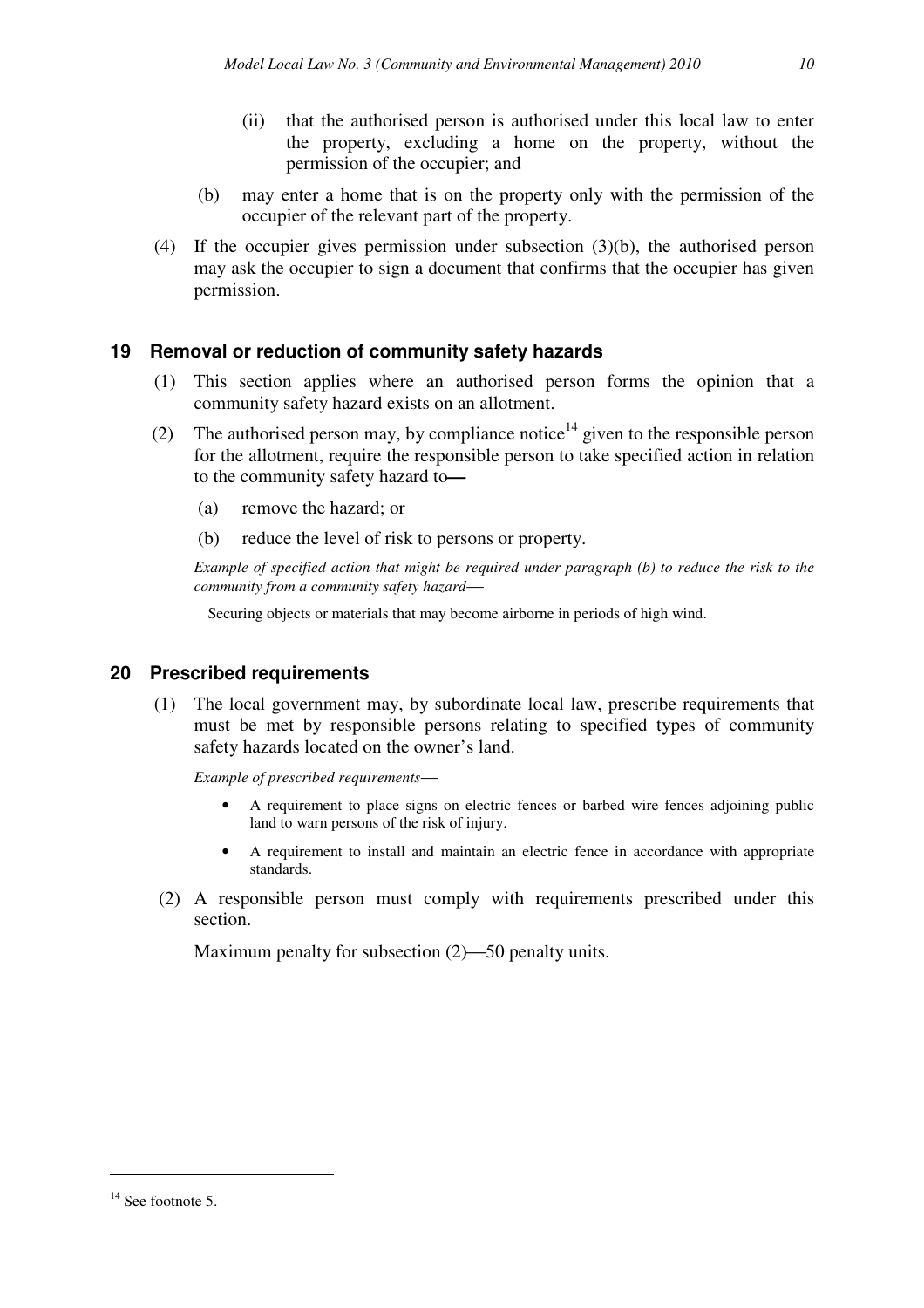(ii) that the authorised person is authorised under this local law to enter the property, excluding a home on the property, without the permission of the occupier; and

(b) may enter a home that is on the property only with the permission of the occupier of the relevant part of the property.

(4) If the occupier gives permission under subsection (3)(b), the authorised person may ask the occupier to sign a document that confirms that the occupier has given permission.

## 19 Removal or reduction of community safety hazards

(1) This section applies where an authorised person forms the opinion that a community safety hazard exists on an allotment.

(2) The authorised person may, by compliance notice[14] given to the responsible person for the allotment, require the responsible person to take specified action in relation to the community safety hazard to—

(a) remove the hazard; or

(b) reduce the level of risk to persons or property.

*Example of specified action that might be required under paragraph (b) to reduce the risk to the community from a community safety hazard*—

Securing objects or materials that may become airborne in periods of high wind.

## 20 Prescribed requirements

(1) The local government may, by subordinate local law, prescribe requirements that must be met by responsible persons relating to specified types of community safety hazards located on the owner's land.

*Example of prescribed requirements*—

- A requirement to place signs on electric fences or barbed wire fences adjoining public land to warn persons of the risk of injury.
- A requirement to install and maintain an electric fence in accordance with appropriate standards.

(2) A responsible person must comply with requirements prescribed under this section.

Maximum penalty for subsection (2)—50 penalty units.

---

[14] See footnote 5.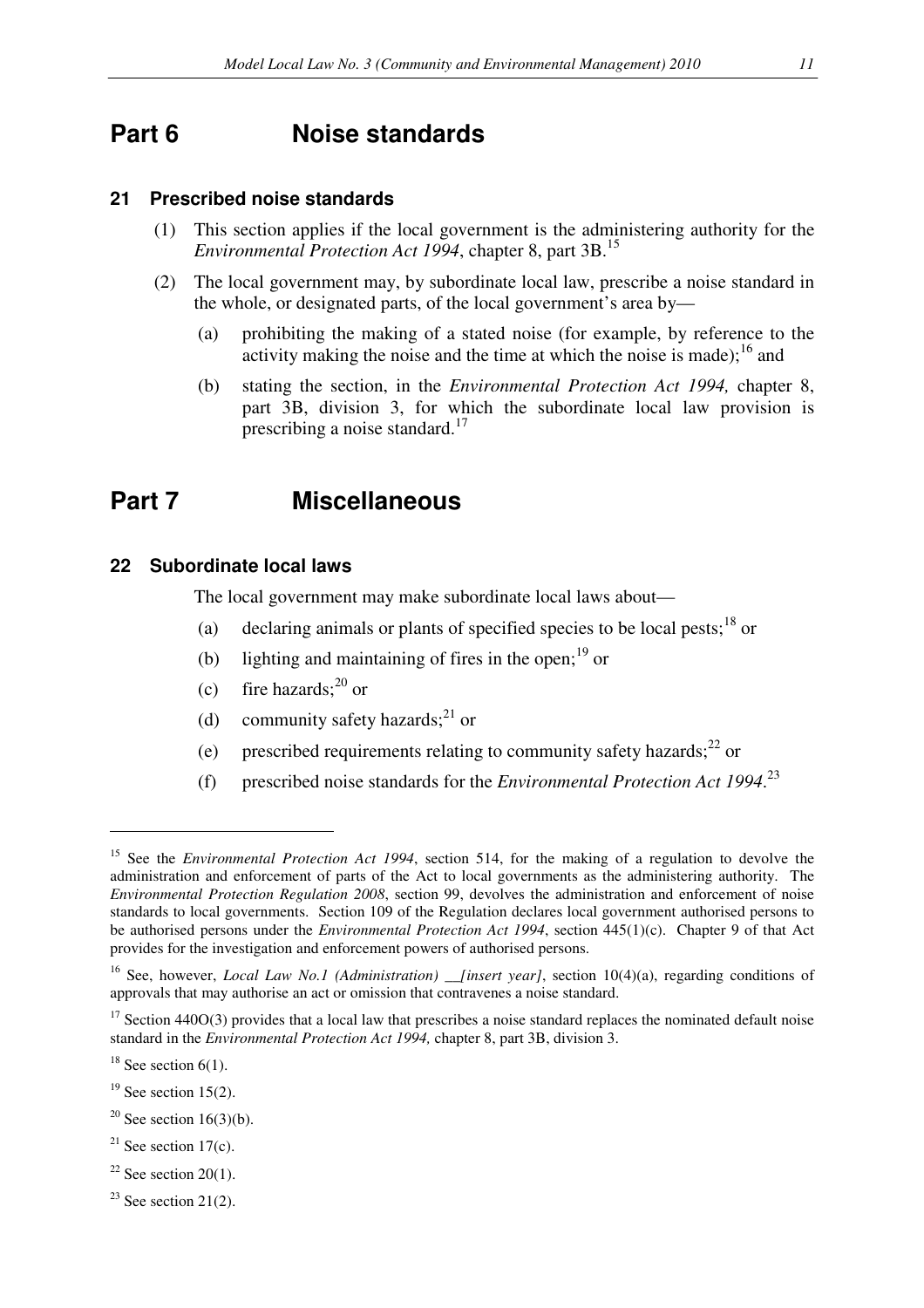# Part 6 Noise standards

### 21 Prescribed noise standards

(1) This section applies if the local government is the administering authority for the *Environmental Protection Act 1994*, chapter 8, part 3B.[15]

(2) The local government may, by subordinate local law, prescribe a noise standard in the whole, or designated parts, of the local government's area by—

(a) prohibiting the making of a stated noise (for example, by reference to the activity making the noise and the time at which the noise is made);[16] and

(b) stating the section, in the *Environmental Protection Act 1994,* chapter 8, part 3B, division 3, for which the subordinate local law provision is prescribing a noise standard.[17]

# Part 7 Miscellaneous

### 22 Subordinate local laws

The local government may make subordinate local laws about—

(a) declaring animals or plants of specified species to be local pests;[18] or

(b) lighting and maintaining of fires in the open;[19] or

(c) fire hazards;[20] or

(d) community safety hazards;[21] or

(e) prescribed requirements relating to community safety hazards;[22] or

(f) prescribed noise standards for the *Environmental Protection Act 1994*.[23]

---

[15] See the *Environmental Protection Act 1994*, section 514, for the making of a regulation to devolve the administration and enforcement of parts of the Act to local governments as the administering authority. The *Environmental Protection Regulation 2008*, section 99, devolves the administration and enforcement of noise standards to local governments. Section 109 of the Regulation declares local government authorised persons to be authorised persons under the *Environmental Protection Act 1994*, section 445(1)(c). Chapter 9 of that Act provides for the investigation and enforcement powers of authorised persons.

[16] See, however, *Local Law No.1 (Administration) __[insert year]*, section 10(4)(a), regarding conditions of approvals that may authorise an act or omission that contravenes a noise standard.

[17] Section 440O(3) provides that a local law that prescribes a noise standard replaces the nominated default noise standard in the *Environmental Protection Act 1994,* chapter 8, part 3B, division 3.

[18] See section 6(1).

[19] See section 15(2).

[20] See section 16(3)(b).

[21] See section 17(c).

[22] See section 20(1).

[23] See section 21(2).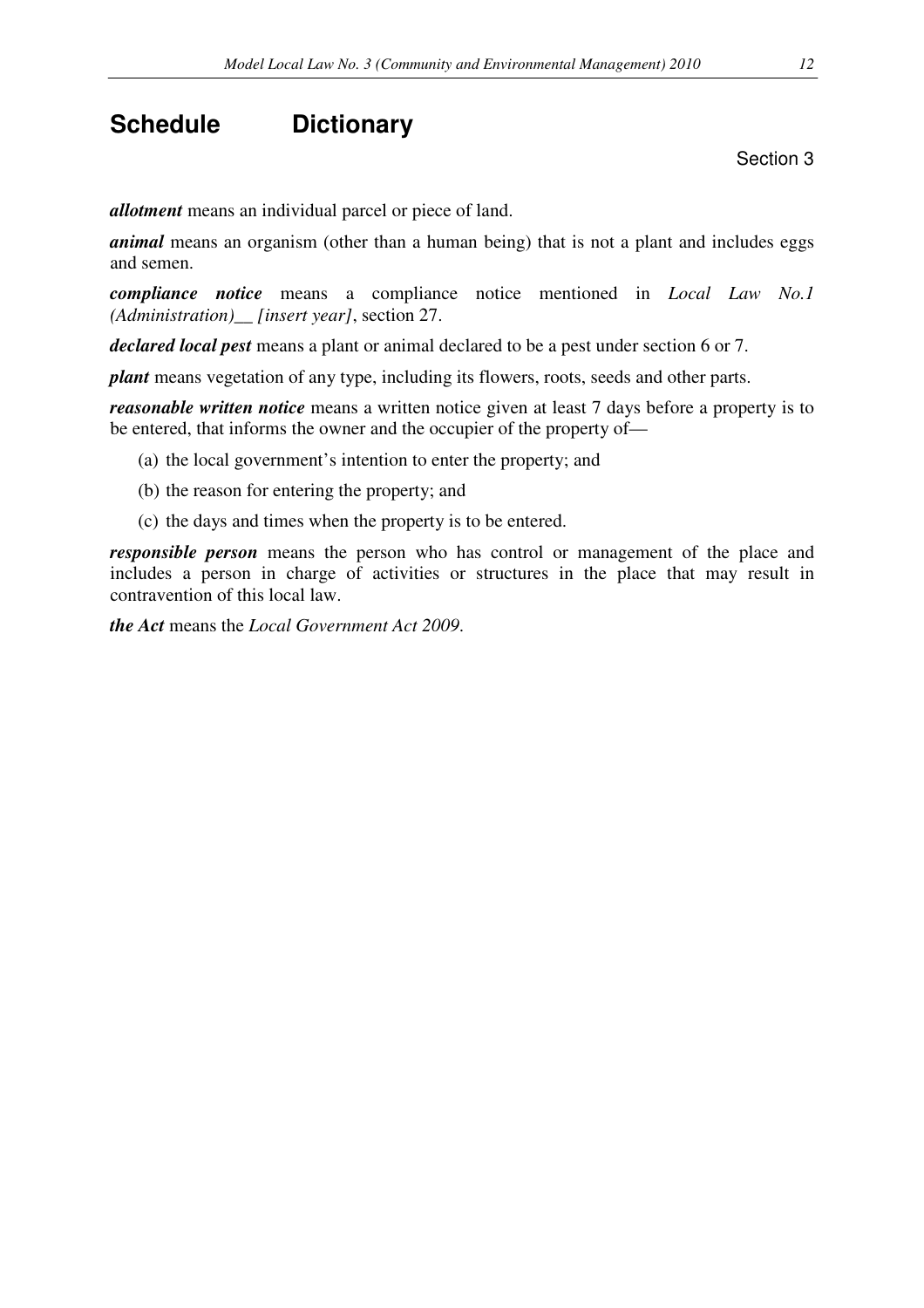# Schedule Dictionary

Section 3

***allotment*** means an individual parcel or piece of land.

***animal*** means an organism (other than a human being) that is not a plant and includes eggs and semen.

***compliance notice*** means a compliance notice mentioned in *Local Law No.1 (Administration)__ [insert year]*, section 27.

***declared local pest*** means a plant or animal declared to be a pest under section 6 or 7.

***plant*** means vegetation of any type, including its flowers, roots, seeds and other parts.

***reasonable written notice*** means a written notice given at least 7 days before a property is to be entered, that informs the owner and the occupier of the property of—

(a) the local government's intention to enter the property; and

(b) the reason for entering the property; and

(c) the days and times when the property is to be entered.

***responsible person*** means the person who has control or management of the place and includes a person in charge of activities or structures in the place that may result in contravention of this local law.

***the Act*** means the *Local Government Act 2009*.